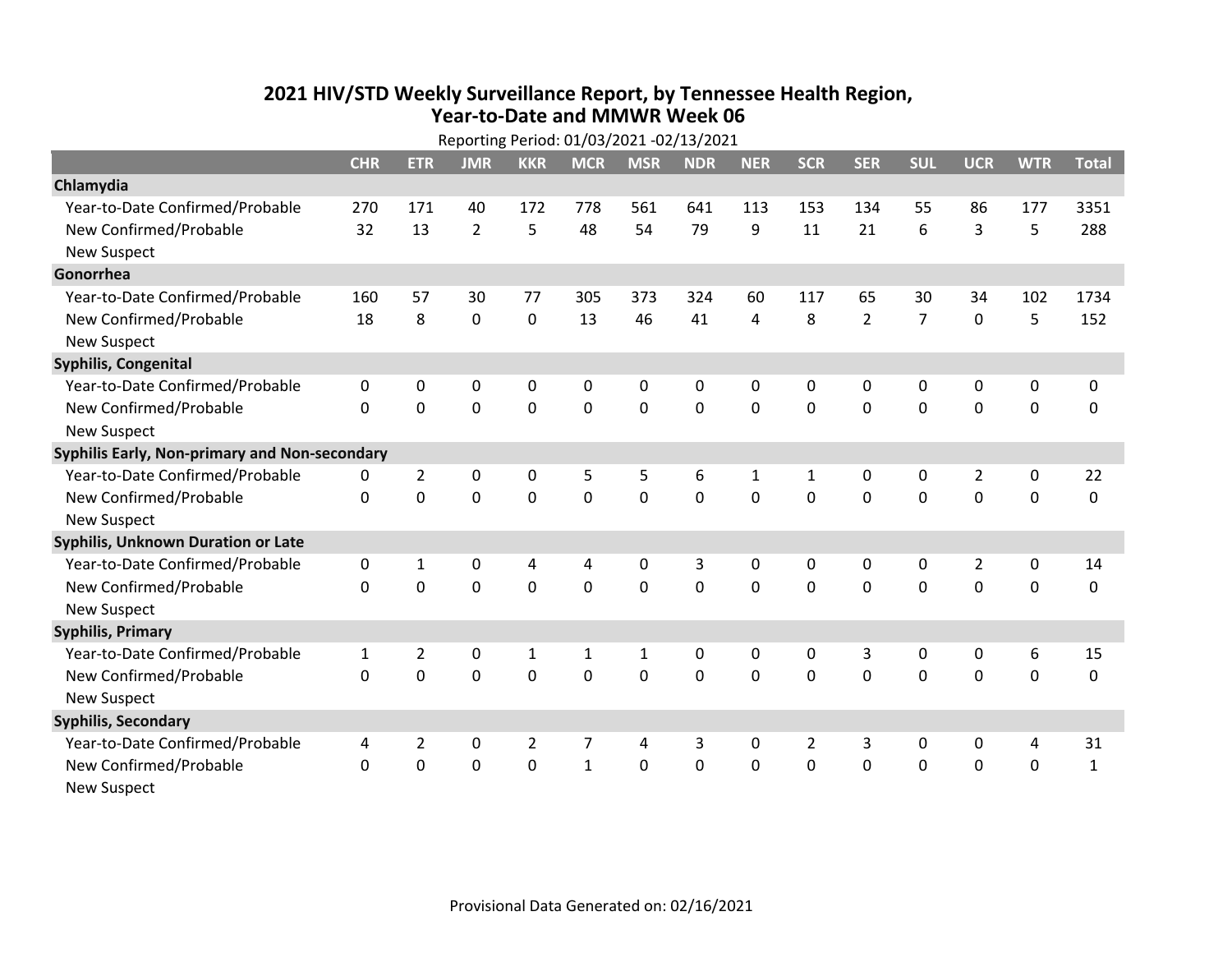# 2021 HIV/STD Weekly Surveillance Report, by Tennessee Health Region, Year-to-Date and MMWR Week 06

Reporting Period: 01/03/2021 -02/13/2021

| | CHR | ETR | JMR | KKR | MCR | MSR | NDR | NER | SCR | SER | SUL | UCR | WTR | Total |
|---|---|---|---|---|---|---|---|---|---|---|---|---|---|---|
| **Chlamydia** | | | | | | | | | | | | | | |
| Year-to-Date Confirmed/Probable | 270 | 171 | 40 | 172 | 778 | 561 | 641 | 113 | 153 | 134 | 55 | 86 | 177 | 3351 |
| New Confirmed/Probable | 32 | 13 | 2 | 5 | 48 | 54 | 79 | 9 | 11 | 21 | 6 | 3 | 5 | 288 |
| New Suspect | | | | | | | | | | | | | | |
| **Gonorrhea** | | | | | | | | | | | | | | |
| Year-to-Date Confirmed/Probable | 160 | 57 | 30 | 77 | 305 | 373 | 324 | 60 | 117 | 65 | 30 | 34 | 102 | 1734 |
| New Confirmed/Probable | 18 | 8 | 0 | 0 | 13 | 46 | 41 | 4 | 8 | 2 | 7 | 0 | 5 | 152 |
| New Suspect | | | | | | | | | | | | | | |
| **Syphilis, Congenital** | | | | | | | | | | | | | | |
| Year-to-Date Confirmed/Probable | 0 | 0 | 0 | 0 | 0 | 0 | 0 | 0 | 0 | 0 | 0 | 0 | 0 | 0 |
| New Confirmed/Probable | 0 | 0 | 0 | 0 | 0 | 0 | 0 | 0 | 0 | 0 | 0 | 0 | 0 | 0 |
| New Suspect | | | | | | | | | | | | | | |
| **Syphilis Early, Non-primary and Non-secondary** | | | | | | | | | | | | | | |
| Year-to-Date Confirmed/Probable | 0 | 2 | 0 | 0 | 5 | 5 | 6 | 1 | 1 | 0 | 0 | 2 | 0 | 22 |
| New Confirmed/Probable | 0 | 0 | 0 | 0 | 0 | 0 | 0 | 0 | 0 | 0 | 0 | 0 | 0 | 0 |
| New Suspect | | | | | | | | | | | | | | |
| **Syphilis, Unknown Duration or Late** | | | | | | | | | | | | | | |
| Year-to-Date Confirmed/Probable | 0 | 1 | 0 | 4 | 4 | 0 | 3 | 0 | 0 | 0 | 0 | 2 | 0 | 14 |
| New Confirmed/Probable | 0 | 0 | 0 | 0 | 0 | 0 | 0 | 0 | 0 | 0 | 0 | 0 | 0 | 0 |
| New Suspect | | | | | | | | | | | | | | |
| **Syphilis, Primary** | | | | | | | | | | | | | | |
| Year-to-Date Confirmed/Probable | 1 | 2 | 0 | 1 | 1 | 1 | 0 | 0 | 0 | 3 | 0 | 0 | 6 | 15 |
| New Confirmed/Probable | 0 | 0 | 0 | 0 | 0 | 0 | 0 | 0 | 0 | 0 | 0 | 0 | 0 | 0 |
| New Suspect | | | | | | | | | | | | | | |
| **Syphilis, Secondary** | | | | | | | | | | | | | | |
| Year-to-Date Confirmed/Probable | 4 | 2 | 0 | 2 | 7 | 4 | 3 | 0 | 2 | 3 | 0 | 0 | 4 | 31 |
| New Confirmed/Probable | 0 | 0 | 0 | 0 | 1 | 0 | 0 | 0 | 0 | 0 | 0 | 0 | 0 | 1 |
| New Suspect | | | | | | | | | | | | | | |

Provisional Data Generated on: 02/16/2021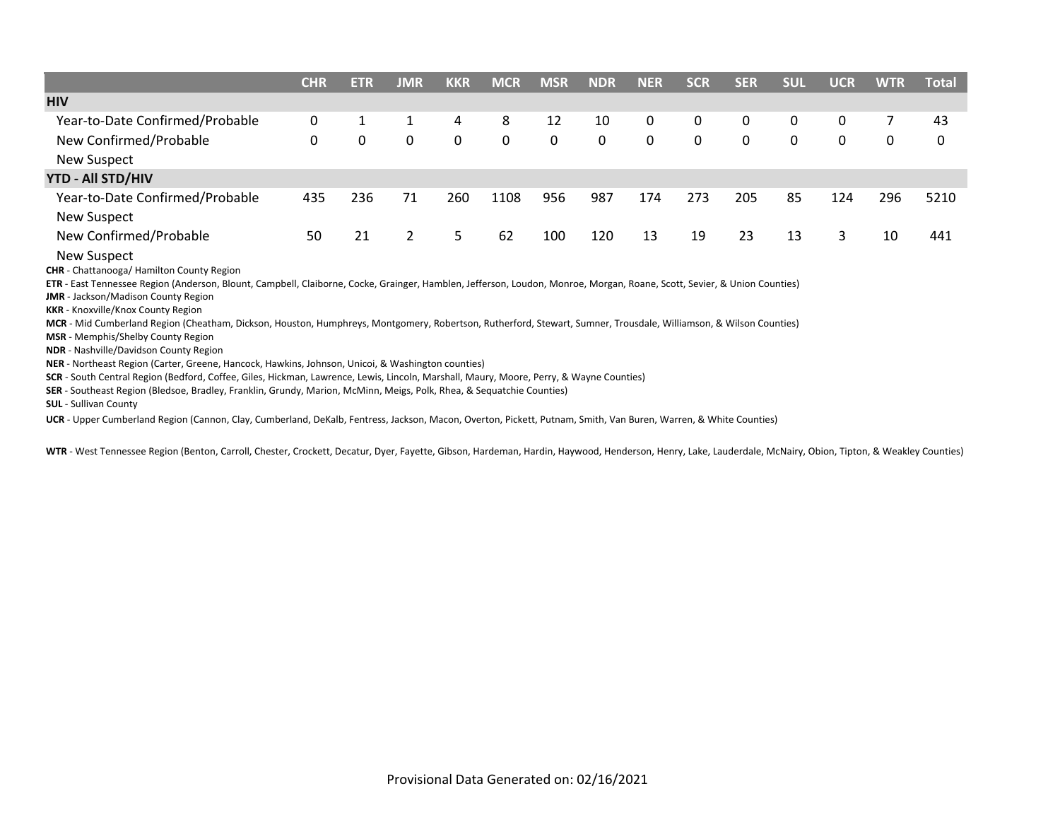| | CHR | ETR | JMR | KKR | MCR | MSR | NDR | NER | SCR | SER | SUL | UCR | WTR | Total |
|---|---|---|---|---|---|---|---|---|---|---|---|---|---|---|
| **HIV** | | | | | | | | | | | | | | |
| Year-to-Date Confirmed/Probable | 0 | 1 | 1 | 4 | 8 | 12 | 10 | 0 | 0 | 0 | 0 | 0 | 7 | 43 |
| New Confirmed/Probable | 0 | 0 | 0 | 0 | 0 | 0 | 0 | 0 | 0 | 0 | 0 | 0 | 0 | 0 |
| New Suspect | | | | | | | | | | | | | | |
| **YTD - All STD/HIV** | | | | | | | | | | | | | | |
| Year-to-Date Confirmed/Probable | 435 | 236 | 71 | 260 | 1108 | 956 | 987 | 174 | 273 | 205 | 85 | 124 | 296 | 5210 |
| New Suspect | | | | | | | | | | | | | | |
| New Confirmed/Probable | 50 | 21 | 2 | 5 | 62 | 100 | 120 | 13 | 19 | 23 | 13 | 3 | 10 | 441 |
| New Suspect | | | | | | | | | | | | | | |

**CHR** - Chattanooga/ Hamilton County Region

**ETR** - East Tennessee Region (Anderson, Blount, Campbell, Claiborne, Cocke, Grainger, Hamblen, Jefferson, Loudon, Monroe, Morgan, Roane, Scott, Sevier, & Union Counties)

**JMR** - Jackson/Madison County Region

**KKR** - Knoxville/Knox County Region

**MCR** - Mid Cumberland Region (Cheatham, Dickson, Houston, Humphreys, Montgomery, Robertson, Rutherford, Stewart, Sumner, Trousdale, Williamson, & Wilson Counties)

**MSR** - Memphis/Shelby County Region

**NDR** - Nashville/Davidson County Region

**NER** - Northeast Region (Carter, Greene, Hancock, Hawkins, Johnson, Unicoi, & Washington counties)

**SCR** - South Central Region (Bedford, Coffee, Giles, Hickman, Lawrence, Lewis, Lincoln, Marshall, Maury, Moore, Perry, & Wayne Counties)

**SER** - Southeast Region (Bledsoe, Bradley, Franklin, Grundy, Marion, McMinn, Meigs, Polk, Rhea, & Sequatchie Counties)

**SUL** - Sullivan County

**UCR** - Upper Cumberland Region (Cannon, Clay, Cumberland, DeKalb, Fentress, Jackson, Macon, Overton, Pickett, Putnam, Smith, Van Buren, Warren, & White Counties)

**WTR** - West Tennessee Region (Benton, Carroll, Chester, Crockett, Decatur, Dyer, Fayette, Gibson, Hardeman, Hardin, Haywood, Henderson, Henry, Lake, Lauderdale, McNairy, Obion, Tipton, & Weakley Counties)

Provisional Data Generated on: 02/16/2021